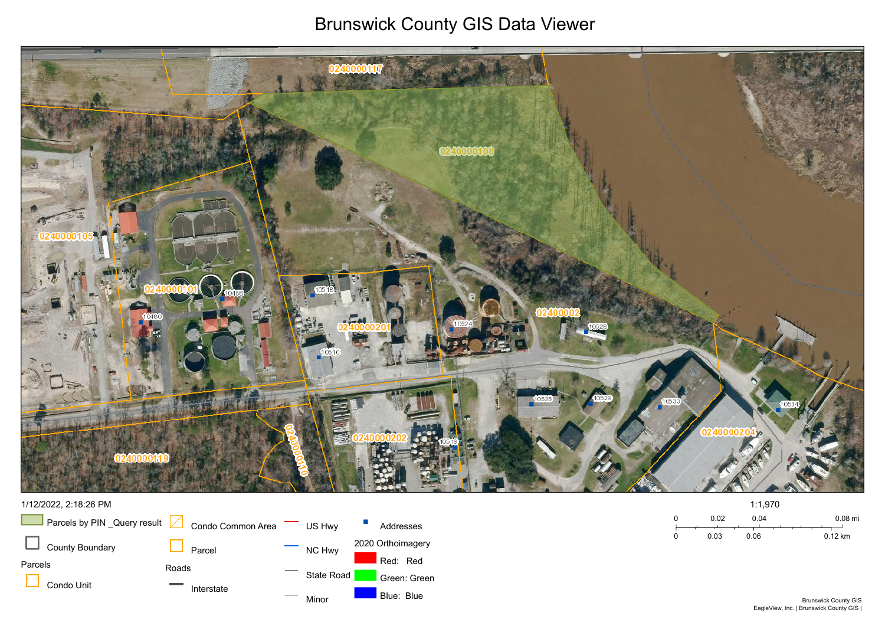# Brunswick County GIS Data Viewer

0240000117

0240000108

0240000105

0240000101

10488

10480

10518

0240000201

10516

10524

02400002

10528

10525

10529

10533

10534

0240000204

0240000202

10519

0240000110

0240000119

1/12/2022, 2:18:26 PM

1:1,970

0 0.02 0.04 0.08 mi

0 0.03 0.06 0.12 km

- Parcels by PIN _Query result
- County Boundary
- Parcels
  - Condo Unit
  - Condo Common Area
  - Parcel
- Roads
  - Interstate
  - US Hwy
  - NC Hwy
  - State Road
  - Minor
- Addresses
- 2020 Orthoimagery
  - Red: Red
  - Green: Green
  - Blue: Blue

Brunswick County GIS
EagleView, Inc. | Brunswick County GIS |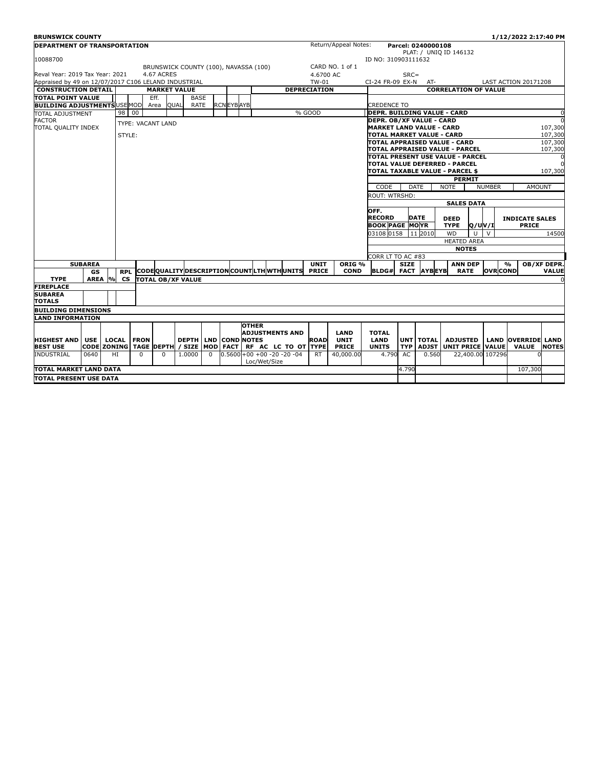**BRUNSWICK COUNTY** 1/12/2022 2:17:40 PM

**DEPARTMENT OF TRANSPORTATION**

10088700

Reval Year: 2019 Tax Year: 2021 — 4.67 ACRES

BRUNSWICK COUNTY (100), NAVASSA (100)

Appraised by 49 on 12/07/2017 C106 LELAND INDUSTRIAL

Return/Appeal Notes:

CARD NO. 1 of 1

4.6700 AC

TW-01

Parcel: 0240000108

PLAT: / UNIQ ID 146132

ID NO: 310903111632

SRC=

CI-24 FR-09 EX-N AT-

LAST ACTION 20171208

| CONSTRUCTION DETAIL | MARKET VALUE | | | | | | | | DEPRECIATION |
|---|---|---|---|---|---|---|---|---|---|
| TOTAL POINT VALUE | | Eff. | | BASE | | | | | |
| BUILDING ADJUSTMENTS | USE MOD | Area | QUAL | RATE | RCN | EYB | AYB | | |
| TOTAL ADJUSTMENT FACTOR | 98 00 | | | | | | | | % GOOD |
| TOTAL QUALITY INDEX | TYPE: VACANT LAND | | | | | | | | |
| | STYLE: | | | | | | | | |

**CORRELATION OF VALUE**

CREDENCE TO

| | |
|---|---|
| DEPR. BUILDING VALUE - CARD | 0 |
| DEPR. OB/XF VALUE - CARD | 0 |
| MARKET LAND VALUE - CARD | 107,300 |
| TOTAL MARKET VALUE - CARD | 107,300 |
| TOTAL APPRAISED VALUE - CARD | 107,300 |
| TOTAL APPRAISED VALUE - PARCEL | 107,300 |
| TOTAL PRESENT USE VALUE - PARCEL | 0 |
| TOTAL VALUE DEFERRED - PARCEL | 0 |
| TOTAL TAXABLE VALUE - PARCEL $ | 107,300 |

**PERMIT**

| CODE | DATE | NOTE | NUMBER | AMOUNT |
|---|---|---|---|---|

ROUT: WTRSHD:

**SALES DATA**

| OFF. RECORD BOOK | PAGE | DATE MO | YR | DEED TYPE | Q/U | V/I | INDICATE SALES PRICE |
|---|---|---|---|---|---|---|---|
| 03108 | 0158 | 11 | 2010 | WD | U | V | 14500 |

HEATED AREA

**NOTES**

CORR LT TO AC #83

| SUBAREA TYPE | GS AREA | % | RPL CS | CODE | QUALITY | DESCRIPTION | COUNT | LTH | WTH | UNITS | UNIT PRICE | ORIG % COND | BLDG# | SIZE FACT | AYB | EYB | ANN DEP RATE | OVR | % COND | OB/XF DEPR. VALUE |
|---|---|---|---|---|---|---|---|---|---|---|---|---|---|---|---|---|---|---|---|---|
| | | | | TOTAL OB/XF VALUE | | | | | | | | | | | | | | | | 0 |
| FIREPLACE | | | | | | | | | | | | | | | | | | | | |
| SUBAREA TOTALS | | | | | | | | | | | | | | | | | | | | |

**BUILDING DIMENSIONS**

**LAND INFORMATION**

| HIGHEST AND BEST USE | USE CODE | LOCAL ZONING | FRONTAGE | DEPTH | DEPTH / SIZE | LND MOD | COND FACT | OTHER ADJUSTMENTS AND NOTES RF AC LC TO OT | ROAD TYPE | LAND UNIT PRICE | TOTAL LAND UNITS | UNT TYP | TOTAL ADJST | ADJUSTED UNIT PRICE | LAND VALUE | OVERRIDE VALUE | LAND NOTES |
|---|---|---|---|---|---|---|---|---|---|---|---|---|---|---|---|---|---|
| INDUSTRIAL | 0640 | HI | 0 | 0 | 1.0000 | 0 | 0.5600 | +00 +00 -20 -20 -04 Loc/Wet/Size | RT | 40,000.00 | 4.790 | AC | 0.560 | 22,400.00 | 107296 | 0 | |
| TOTAL MARKET LAND DATA | | | | | | | | | | | | 4.790 | | | | 107,300 | |
| TOTAL PRESENT USE DATA | | | | | | | | | | | | | | | | | |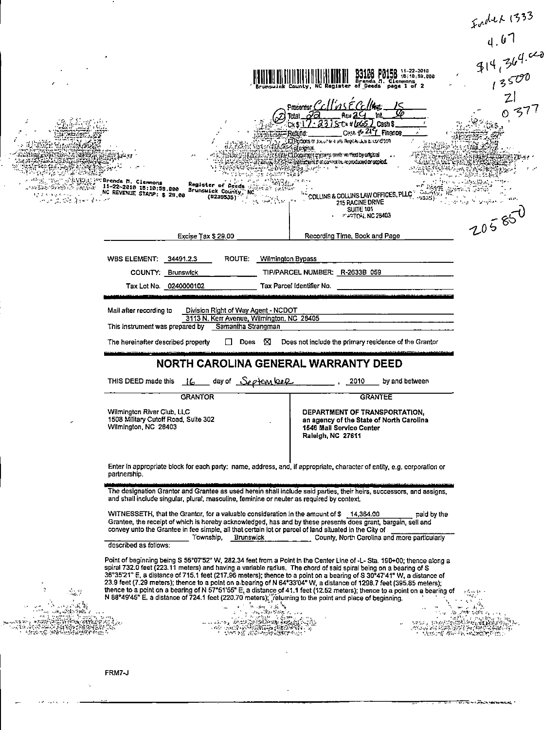Index 1333
4.67
$14,364.00
13500
21
0377

B3108 P0158 11-22-2010 15:10:59.000
Brenda M. Clemmons
Brunswick County, NC Register of Deeds page 1 of 2

Presenter Collins & Collins 15
Total 22 Rev 29 Int
Ck $ 17.2315 Ck # 1665 Cash $
Refund: Cash $ 219 Finance
Portions of document are illegible due to condition of original.
Document contains seals verified by original
Instrument that cannot be reproduced or copied.

Brenda M. Clemmons
11-22-2010 15:10:59.000
NC REVENUE STAMP: $ 29.00
Register of Deeds
Brunswick County, NC
(#239535)

COLLINS & COLLINS LAW OFFICES, PLLC
215 RACINE DRIVE
SUITE 101
WILMINGTON, NC 28403

205850

Excise Tax $ 29.00

Recording Time, Book and Page

WBS ELEMENT: 34491.2.3 ROUTE: Wilmington Bypass

COUNTY: Brunswick TIP/PARCEL NUMBER: R-2633B 059

Tax Lot No. 0240000102 Tax Parcel Identifier No.

Mail after recording to Division Right of Way Agent - NCDOT
3113 N. Kerr Avenue, Wilmington, NC 28405

This instrument was prepared by Samantha Strangman

The hereinafter described property ☐ Does ☒ Does not include the primary residence of the Grantor

# NORTH CAROLINA GENERAL WARRANTY DEED

THIS DEED made this 16 day of September, 2010 by and between

| GRANTOR | GRANTEE |
| --- | --- |
| Wilmington River Club, LLC<br>1508 Military Cutoff Road, Suite 302<br>Wilmington, NC 28403 | **DEPARTMENT OF TRANSPORTATION,<br>an agency of the State of North Carolina<br>1546 Mail Service Center<br>Raleigh, NC 27611** |

Enter in appropriate block for each party: name, address, and, if appropriate, character of entity, e.g. corporation or partnership.

The designation Grantor and Grantee as used herein shall include said parties, their heirs, successors, and assigns, and shall include singular, plural, masculine, feminine or neuter as required by context.

WITNESSETH, that the Grantor, for a valuable consideration in the amount of $ 14,364.00 paid by the Grantee, the receipt of which is hereby acknowledged, has and by these presents does grant, bargain, sell and convey unto the Grantee in fee simple, all that certain lot or parcel of land situated in the City of \_\_\_\_\_\_\_\_ Township, Brunswick County, North Carolina and more particularly described as follows:

Point of beginning being S 56°07'52" W, 282.34 feet from a Point in the Center Line of -L- Sta. 190+00; thence along a spiral 732.0 feet (223.11 meters) and having a variable radius. The chord of said spiral being on a bearing of S 36°35'21" E, a distance of 715.1 feet (217.96 meters); thence to a point on a bearing of S 30°47'41" W, a distance of 23.9 feet (7.29 meters); thence to a point on a bearing of N 64°33'04" W, a distance of 1298.7 feet (395.85 meters); thence to a point on a bearing of N 57°51'55" E, a distance of 41.1 feet (12.52 meters); thence to a point on a bearing of N 88°49'45" E, a distance of 724.1 feet (220.70 meters), returning to the point and place of beginning.

FRM7-J